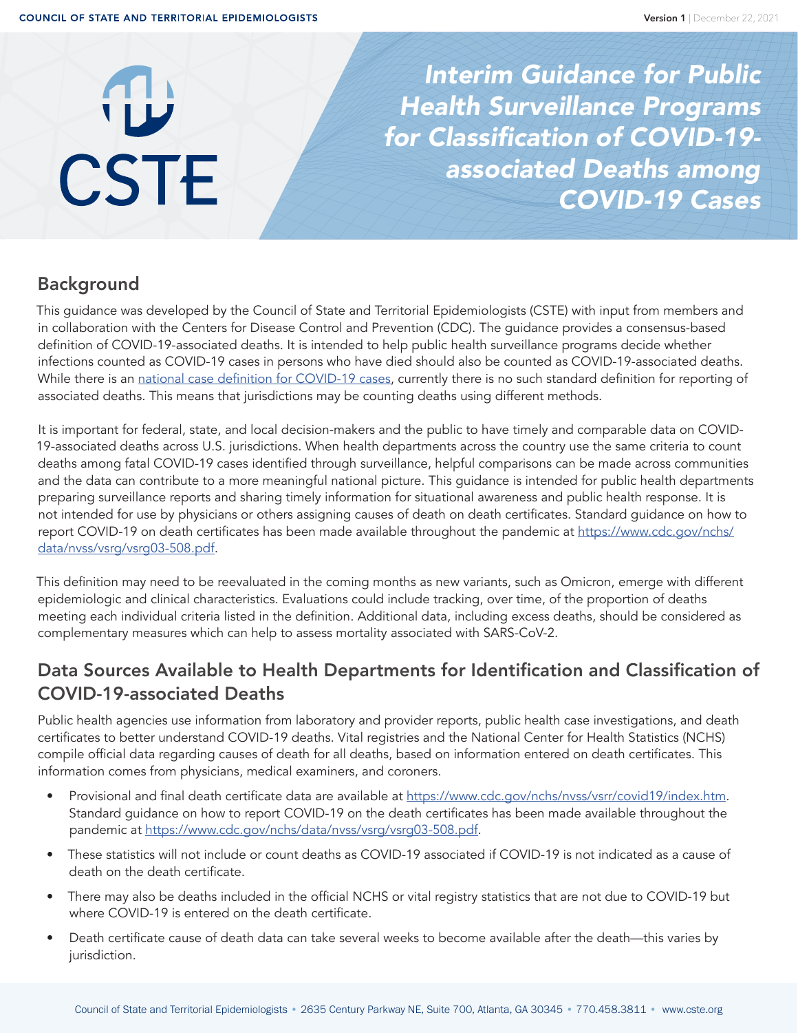# Interim Guidance for Public Health Surveillance Programs for Classification of COVID-19-associated Deaths among COVID-19 Cases

## Background

This guidance was developed by the Council of State and Territorial Epidemiologists (CSTE) with input from members and in collaboration with the Centers for Disease Control and Prevention (CDC). The guidance provides a consensus-based definition of COVID-19-associated deaths. It is intended to help public health surveillance programs decide whether infections counted as COVID-19 cases in persons who have died should also be counted as COVID-19-associated deaths. While there is an national case definition for COVID-19 cases, currently there is no such standard definition for reporting of associated deaths. This means that jurisdictions may be counting deaths using different methods.

It is important for federal, state, and local decision-makers and the public to have timely and comparable data on COVID-19-associated deaths across U.S. jurisdictions. When health departments across the country use the same criteria to count deaths among fatal COVID-19 cases identified through surveillance, helpful comparisons can be made across communities and the data can contribute to a more meaningful national picture. This guidance is intended for public health departments preparing surveillance reports and sharing timely information for situational awareness and public health response. It is not intended for use by physicians or others assigning causes of death on death certificates. Standard guidance on how to report COVID-19 on death certificates has been made available throughout the pandemic at https://www.cdc.gov/nchs/data/nvss/vsrg/vsrg03-508.pdf.

This definition may need to be reevaluated in the coming months as new variants, such as Omicron, emerge with different epidemiologic and clinical characteristics. Evaluations could include tracking, over time, of the proportion of deaths meeting each individual criteria listed in the definition. Additional data, including excess deaths, should be considered as complementary measures which can help to assess mortality associated with SARS-CoV-2.

## Data Sources Available to Health Departments for Identification and Classification of COVID-19-associated Deaths

Public health agencies use information from laboratory and provider reports, public health case investigations, and death certificates to better understand COVID-19 deaths. Vital registries and the National Center for Health Statistics (NCHS) compile official data regarding causes of death for all deaths, based on information entered on death certificates. This information comes from physicians, medical examiners, and coroners.

- Provisional and final death certificate data are available at https://www.cdc.gov/nchs/nvss/vsrr/covid19/index.htm. Standard guidance on how to report COVID-19 on the death certificates has been made available throughout the pandemic at https://www.cdc.gov/nchs/data/nvss/vsrg/vsrg03-508.pdf.
- These statistics will not include or count deaths as COVID-19 associated if COVID-19 is not indicated as a cause of death on the death certificate.
- There may also be deaths included in the official NCHS or vital registry statistics that are not due to COVID-19 but where COVID-19 is entered on the death certificate.
- Death certificate cause of death data can take several weeks to become available after the death—this varies by jurisdiction.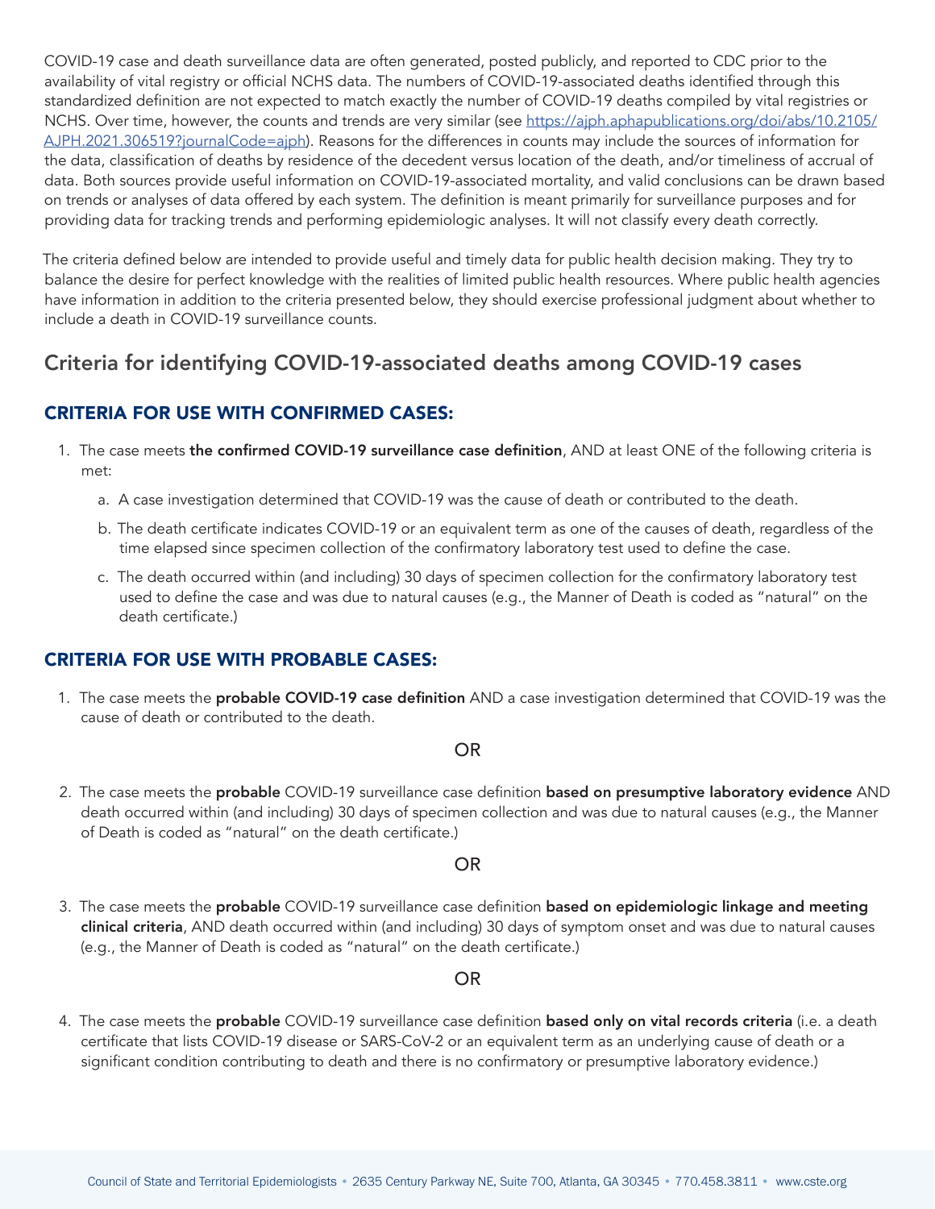COVID-19 case and death surveillance data are often generated, posted publicly, and reported to CDC prior to the availability of vital registry or official NCHS data. The numbers of COVID-19-associated deaths identified through this standardized definition are not expected to match exactly the number of COVID-19 deaths compiled by vital registries or NCHS. Over time, however, the counts and trends are very similar (see [https://ajph.aphapublications.org/doi/abs/10.2105/AJPH.2021.306519?journalCode=ajph](https://ajph.aphapublications.org/doi/abs/10.2105/AJPH.2021.306519?journalCode=ajph)). Reasons for the differences in counts may include the sources of information for the data, classification of deaths by residence of the decedent versus location of the death, and/or timeliness of accrual of data. Both sources provide useful information on COVID-19-associated mortality, and valid conclusions can be drawn based on trends or analyses of data offered by each system. The definition is meant primarily for surveillance purposes and for providing data for tracking trends and performing epidemiologic analyses. It will not classify every death correctly.

The criteria defined below are intended to provide useful and timely data for public health decision making. They try to balance the desire for perfect knowledge with the realities of limited public health resources. Where public health agencies have information in addition to the criteria presented below, they should exercise professional judgment about whether to include a death in COVID-19 surveillance counts.

## Criteria for identifying COVID-19-associated deaths among COVID-19 cases

### CRITERIA FOR USE WITH CONFIRMED CASES:

1. The case meets **the confirmed COVID-19 surveillance case definition**, AND at least ONE of the following criteria is met:
   a. A case investigation determined that COVID-19 was the cause of death or contributed to the death.
   b. The death certificate indicates COVID-19 or an equivalent term as one of the causes of death, regardless of the time elapsed since specimen collection of the confirmatory laboratory test used to define the case.
   c. The death occurred within (and including) 30 days of specimen collection for the confirmatory laboratory test used to define the case and was due to natural causes (e.g., the Manner of Death is coded as "natural" on the death certificate.)

### CRITERIA FOR USE WITH PROBABLE CASES:

1. The case meets the **probable COVID-19 case definition** AND a case investigation determined that COVID-19 was the cause of death or contributed to the death.

OR

2. The case meets the **probable** COVID-19 surveillance case definition **based on presumptive laboratory evidence** AND death occurred within (and including) 30 days of specimen collection and was due to natural causes (e.g., the Manner of Death is coded as "natural" on the death certificate.)

OR

3. The case meets the **probable** COVID-19 surveillance case definition **based on epidemiologic linkage and meeting clinical criteria**, AND death occurred within (and including) 30 days of symptom onset and was due to natural causes (e.g., the Manner of Death is coded as "natural" on the death certificate.)

OR

4. The case meets the **probable** COVID-19 surveillance case definition **based only on vital records criteria** (i.e. a death certificate that lists COVID-19 disease or SARS-CoV-2 or an equivalent term as an underlying cause of death or a significant condition contributing to death and there is no confirmatory or presumptive laboratory evidence.)